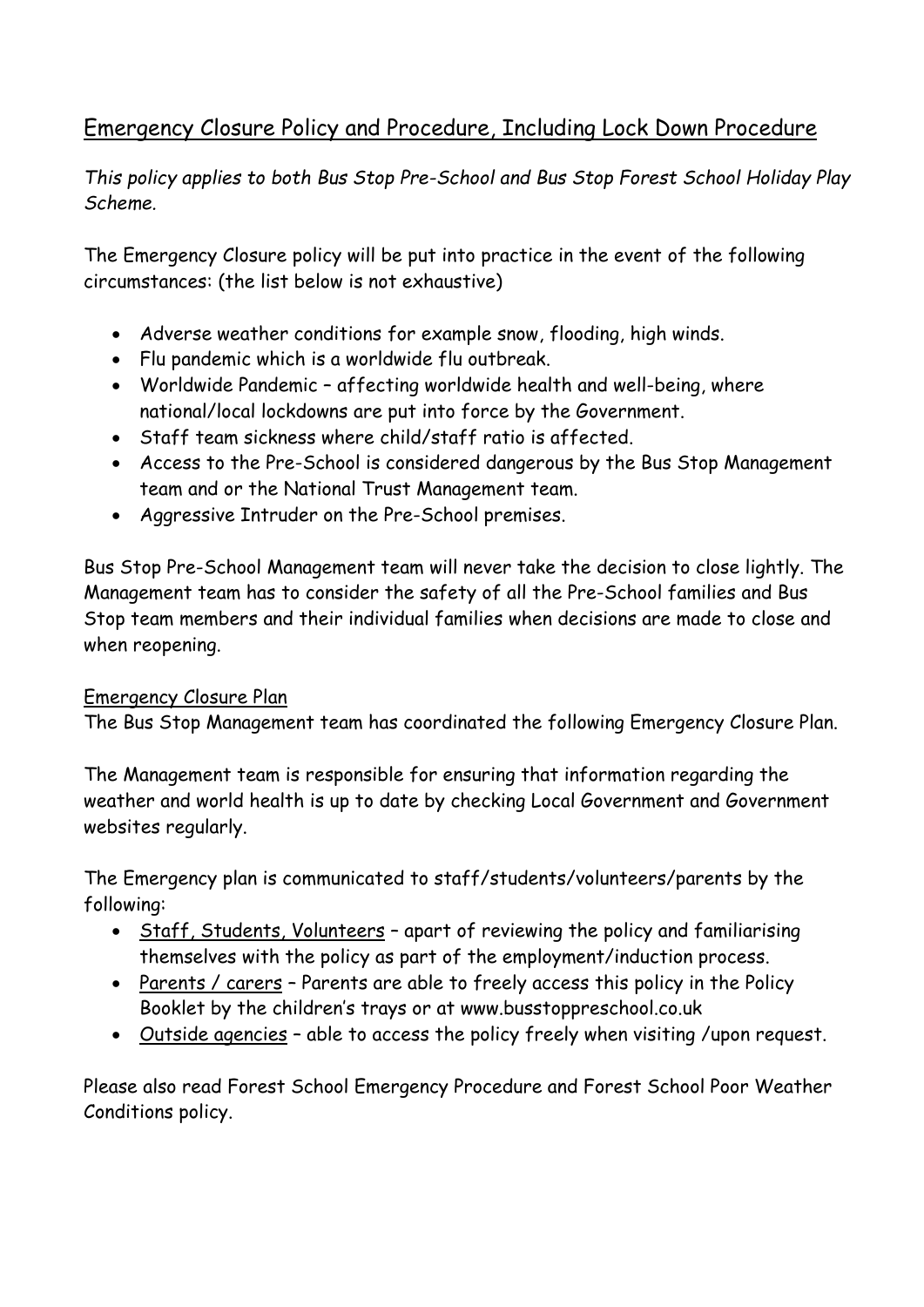# Emergency Closure Policy and Procedure, Including Lock Down Procedure

*This policy applies to both Bus Stop Pre-School and Bus Stop Forest School Holiday Play Scheme.*

The Emergency Closure policy will be put into practice in the event of the following circumstances: (the list below is not exhaustive)

- Adverse weather conditions for example snow, flooding, high winds.
- Flu pandemic which is a worldwide flu outbreak.
- Worldwide Pandemic – affecting worldwide health and well-being, where national/local lockdowns are put into force by the Government.
- Staff team sickness where child/staff ratio is affected.
- Access to the Pre-School is considered dangerous by the Bus Stop Management team and or the National Trust Management team.
- Aggressive Intruder on the Pre-School premises.

Bus Stop Pre-School Management team will never take the decision to close lightly. The Management team has to consider the safety of all the Pre-School families and Bus Stop team members and their individual families when decisions are made to close and when reopening.

## Emergency Closure Plan

The Bus Stop Management team has coordinated the following Emergency Closure Plan.

The Management team is responsible for ensuring that information regarding the weather and world health is up to date by checking Local Government and Government websites regularly.

The Emergency plan is communicated to staff/students/volunteers/parents by the following:

- Staff, Students, Volunteers – apart of reviewing the policy and familiarising themselves with the policy as part of the employment/induction process.
- Parents / carers – Parents are able to freely access this policy in the Policy Booklet by the children's trays or at www.busstoppreschool.co.uk
- Outside agencies – able to access the policy freely when visiting /upon request.

Please also read Forest School Emergency Procedure and Forest School Poor Weather Conditions policy.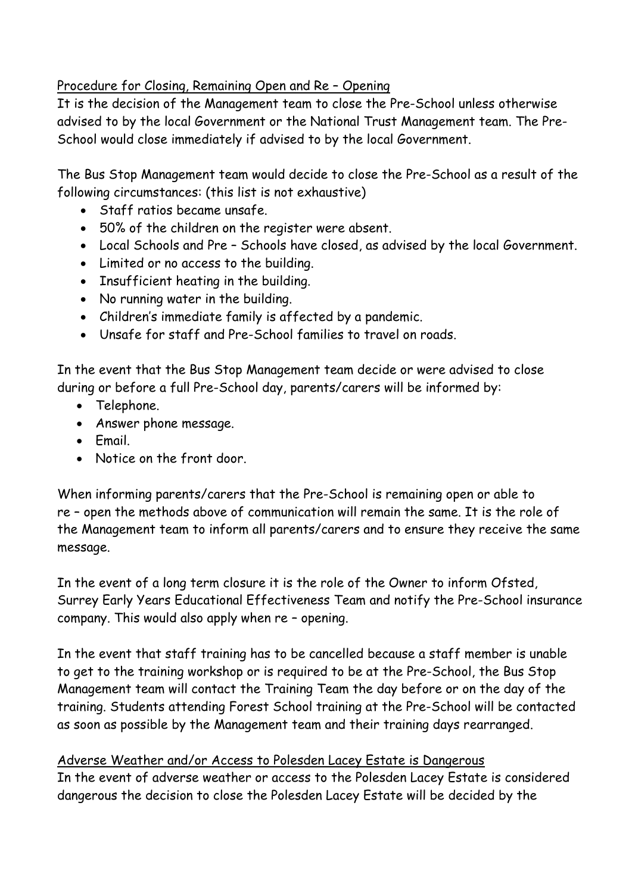## Procedure for Closing, Remaining Open and Re – Opening

It is the decision of the Management team to close the Pre-School unless otherwise advised to by the local Government or the National Trust Management team. The Pre-School would close immediately if advised to by the local Government.

The Bus Stop Management team would decide to close the Pre-School as a result of the following circumstances: (this list is not exhaustive)

- Staff ratios became unsafe.
- 50% of the children on the register were absent.
- Local Schools and Pre – Schools have closed, as advised by the local Government.
- Limited or no access to the building.
- Insufficient heating in the building.
- No running water in the building.
- Children's immediate family is affected by a pandemic.
- Unsafe for staff and Pre-School families to travel on roads.

In the event that the Bus Stop Management team decide or were advised to close during or before a full Pre-School day, parents/carers will be informed by:

- Telephone.
- Answer phone message.
- Email.
- Notice on the front door.

When informing parents/carers that the Pre-School is remaining open or able to re – open the methods above of communication will remain the same. It is the role of the Management team to inform all parents/carers and to ensure they receive the same message.

In the event of a long term closure it is the role of the Owner to inform Ofsted, Surrey Early Years Educational Effectiveness Team and notify the Pre-School insurance company. This would also apply when re – opening.

In the event that staff training has to be cancelled because a staff member is unable to get to the training workshop or is required to be at the Pre-School, the Bus Stop Management team will contact the Training Team the day before or on the day of the training. Students attending Forest School training at the Pre-School will be contacted as soon as possible by the Management team and their training days rearranged.

## Adverse Weather and/or Access to Polesden Lacey Estate is Dangerous

In the event of adverse weather or access to the Polesden Lacey Estate is considered dangerous the decision to close the Polesden Lacey Estate will be decided by the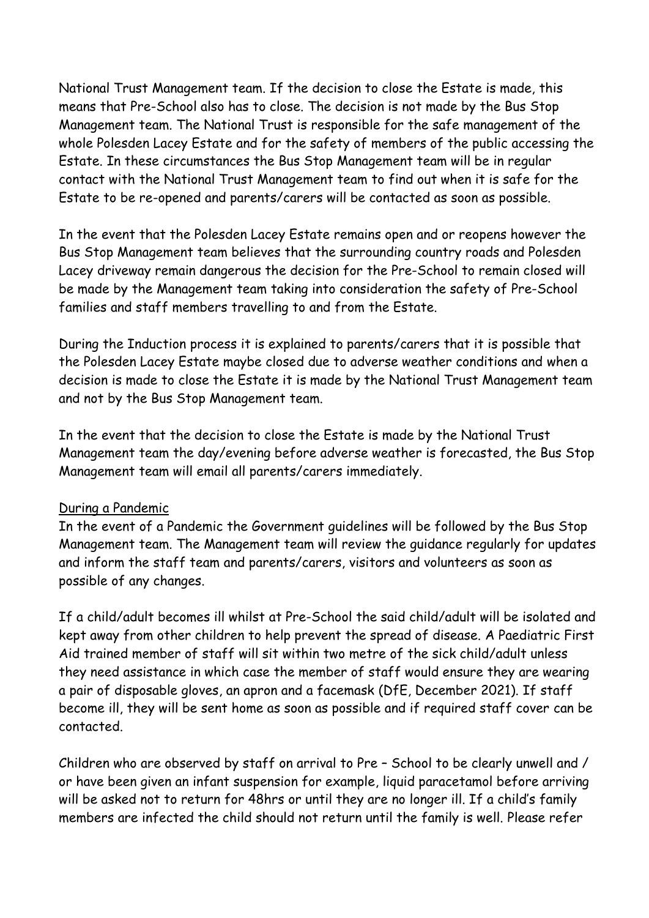National Trust Management team. If the decision to close the Estate is made, this means that Pre-School also has to close. The decision is not made by the Bus Stop Management team. The National Trust is responsible for the safe management of the whole Polesden Lacey Estate and for the safety of members of the public accessing the Estate. In these circumstances the Bus Stop Management team will be in regular contact with the National Trust Management team to find out when it is safe for the Estate to be re-opened and parents/carers will be contacted as soon as possible.

In the event that the Polesden Lacey Estate remains open and or reopens however the Bus Stop Management team believes that the surrounding country roads and Polesden Lacey driveway remain dangerous the decision for the Pre-School to remain closed will be made by the Management team taking into consideration the safety of Pre-School families and staff members travelling to and from the Estate.

During the Induction process it is explained to parents/carers that it is possible that the Polesden Lacey Estate maybe closed due to adverse weather conditions and when a decision is made to close the Estate it is made by the National Trust Management team and not by the Bus Stop Management team.

In the event that the decision to close the Estate is made by the National Trust Management team the day/evening before adverse weather is forecasted, the Bus Stop Management team will email all parents/carers immediately.

<u>During a Pandemic</u>

In the event of a Pandemic the Government guidelines will be followed by the Bus Stop Management team. The Management team will review the guidance regularly for updates and inform the staff team and parents/carers, visitors and volunteers as soon as possible of any changes.

If a child/adult becomes ill whilst at Pre-School the said child/adult will be isolated and kept away from other children to help prevent the spread of disease. A Paediatric First Aid trained member of staff will sit within two metre of the sick child/adult unless they need assistance in which case the member of staff would ensure they are wearing a pair of disposable gloves, an apron and a facemask (DfE, December 2021). If staff become ill, they will be sent home as soon as possible and if required staff cover can be contacted.

Children who are observed by staff on arrival to Pre – School to be clearly unwell and / or have been given an infant suspension for example, liquid paracetamol before arriving will be asked not to return for 48hrs or until they are no longer ill. If a child's family members are infected the child should not return until the family is well. Please refer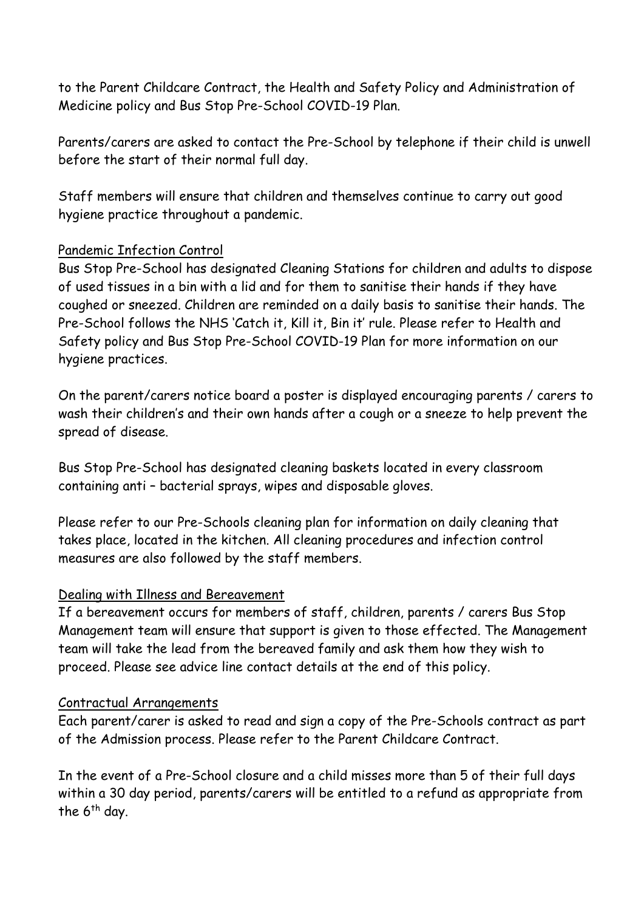to the Parent Childcare Contract, the Health and Safety Policy and Administration of Medicine policy and Bus Stop Pre-School COVID-19 Plan.

Parents/carers are asked to contact the Pre-School by telephone if their child is unwell before the start of their normal full day.

Staff members will ensure that children and themselves continue to carry out good hygiene practice throughout a pandemic.

<u>Pandemic Infection Control</u>

Bus Stop Pre-School has designated Cleaning Stations for children and adults to dispose of used tissues in a bin with a lid and for them to sanitise their hands if they have coughed or sneezed. Children are reminded on a daily basis to sanitise their hands. The Pre-School follows the NHS 'Catch it, Kill it, Bin it' rule. Please refer to Health and Safety policy and Bus Stop Pre-School COVID-19 Plan for more information on our hygiene practices.

On the parent/carers notice board a poster is displayed encouraging parents / carers to wash their children's and their own hands after a cough or a sneeze to help prevent the spread of disease.

Bus Stop Pre-School has designated cleaning baskets located in every classroom containing anti – bacterial sprays, wipes and disposable gloves.

Please refer to our Pre-Schools cleaning plan for information on daily cleaning that takes place, located in the kitchen. All cleaning procedures and infection control measures are also followed by the staff members.

<u>Dealing with Illness and Bereavement</u>

If a bereavement occurs for members of staff, children, parents / carers Bus Stop Management team will ensure that support is given to those effected. The Management team will take the lead from the bereaved family and ask them how they wish to proceed. Please see advice line contact details at the end of this policy.

<u>Contractual Arrangements</u>

Each parent/carer is asked to read and sign a copy of the Pre-Schools contract as part of the Admission process. Please refer to the Parent Childcare Contract.

In the event of a Pre-School closure and a child misses more than 5 of their full days within a 30 day period, parents/carers will be entitled to a refund as appropriate from the 6th day.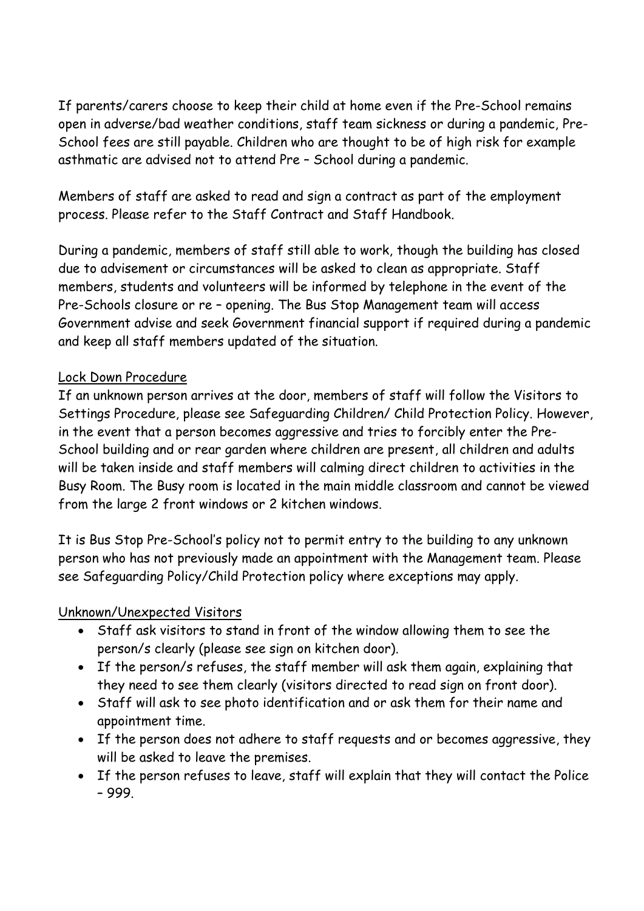If parents/carers choose to keep their child at home even if the Pre-School remains open in adverse/bad weather conditions, staff team sickness or during a pandemic, Pre-School fees are still payable. Children who are thought to be of high risk for example asthmatic are advised not to attend Pre – School during a pandemic.

Members of staff are asked to read and sign a contract as part of the employment process. Please refer to the Staff Contract and Staff Handbook.

During a pandemic, members of staff still able to work, though the building has closed due to advisement or circumstances will be asked to clean as appropriate. Staff members, students and volunteers will be informed by telephone in the event of the Pre-Schools closure or re – opening. The Bus Stop Management team will access Government advise and seek Government financial support if required during a pandemic and keep all staff members updated of the situation.

<u>Lock Down Procedure</u>

If an unknown person arrives at the door, members of staff will follow the Visitors to Settings Procedure, please see Safeguarding Children/ Child Protection Policy. However, in the event that a person becomes aggressive and tries to forcibly enter the Pre-School building and or rear garden where children are present, all children and adults will be taken inside and staff members will calming direct children to activities in the Busy Room. The Busy room is located in the main middle classroom and cannot be viewed from the large 2 front windows or 2 kitchen windows.

It is Bus Stop Pre-School's policy not to permit entry to the building to any unknown person who has not previously made an appointment with the Management team. Please see Safeguarding Policy/Child Protection policy where exceptions may apply.

<u>Unknown/Unexpected Visitors</u>

- Staff ask visitors to stand in front of the window allowing them to see the person/s clearly (please see sign on kitchen door).
- If the person/s refuses, the staff member will ask them again, explaining that they need to see them clearly (visitors directed to read sign on front door).
- Staff will ask to see photo identification and or ask them for their name and appointment time.
- If the person does not adhere to staff requests and or becomes aggressive, they will be asked to leave the premises.
- If the person refuses to leave, staff will explain that they will contact the Police – 999.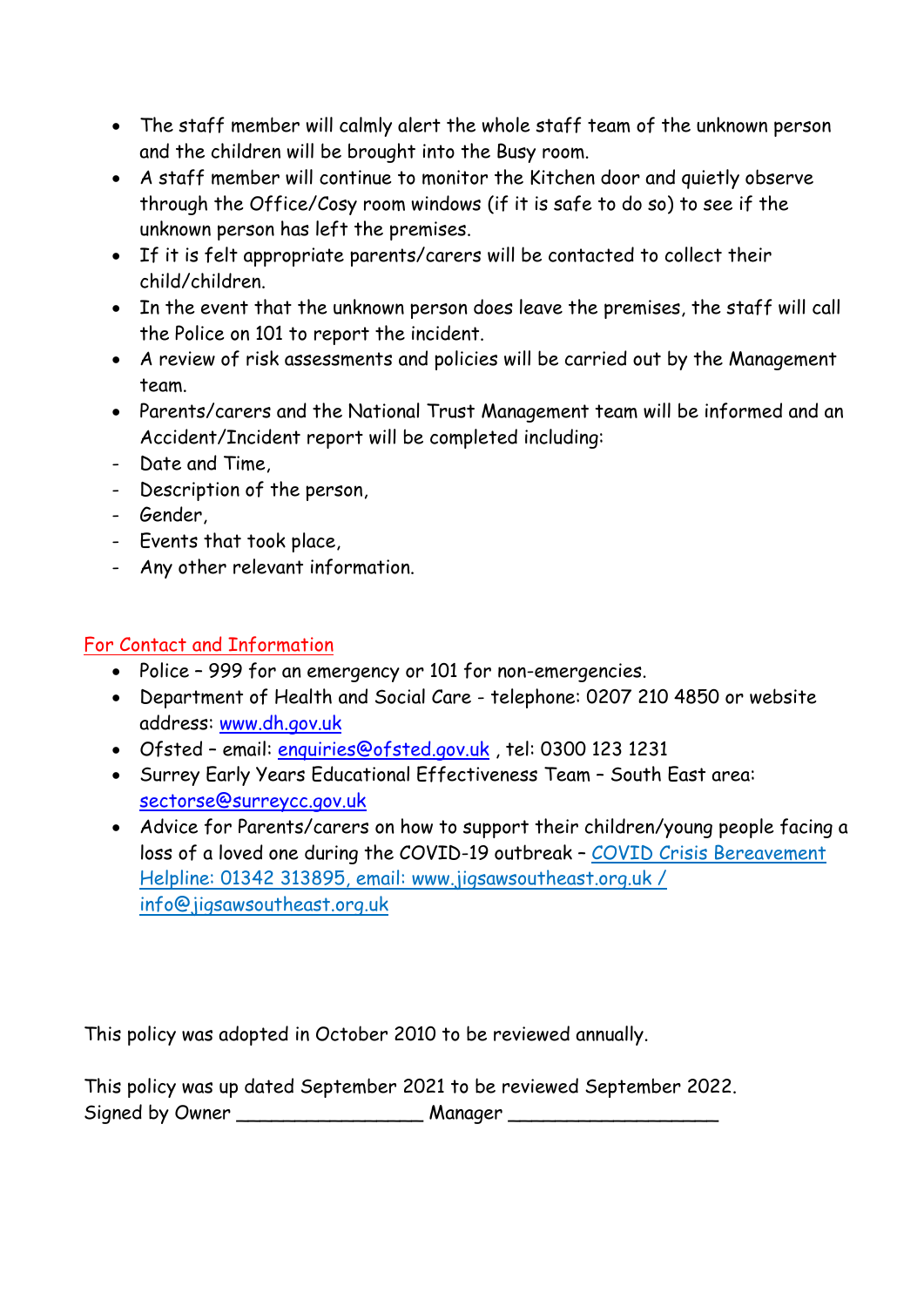- The staff member will calmly alert the whole staff team of the unknown person and the children will be brought into the Busy room.
- A staff member will continue to monitor the Kitchen door and quietly observe through the Office/Cosy room windows (if it is safe to do so) to see if the unknown person has left the premises.
- If it is felt appropriate parents/carers will be contacted to collect their child/children.
- In the event that the unknown person does leave the premises, the staff will call the Police on 101 to report the incident.
- A review of risk assessments and policies will be carried out by the Management team.
- Parents/carers and the National Trust Management team will be informed and an Accident/Incident report will be completed including:
- Date and Time,
- Description of the person,
- Gender,
- Events that took place,
- Any other relevant information.

For Contact and Information

- Police – 999 for an emergency or 101 for non-emergencies.
- Department of Health and Social Care - telephone: 0207 210 4850 or website address: www.dh.gov.uk
- Ofsted – email: enquiries@ofsted.gov.uk , tel: 0300 123 1231
- Surrey Early Years Educational Effectiveness Team – South East area: sectorse@surreycc.gov.uk
- Advice for Parents/carers on how to support their children/young people facing a loss of a loved one during the COVID-19 outbreak – COVID Crisis Bereavement Helpline: 01342 313895, email: www.jigsawsoutheast.org.uk / info@jigsawsoutheast.org.uk

This policy was adopted in October 2010 to be reviewed annually.

This policy was up dated September 2021 to be reviewed September 2022.
Signed by Owner ________________ Manager __________________